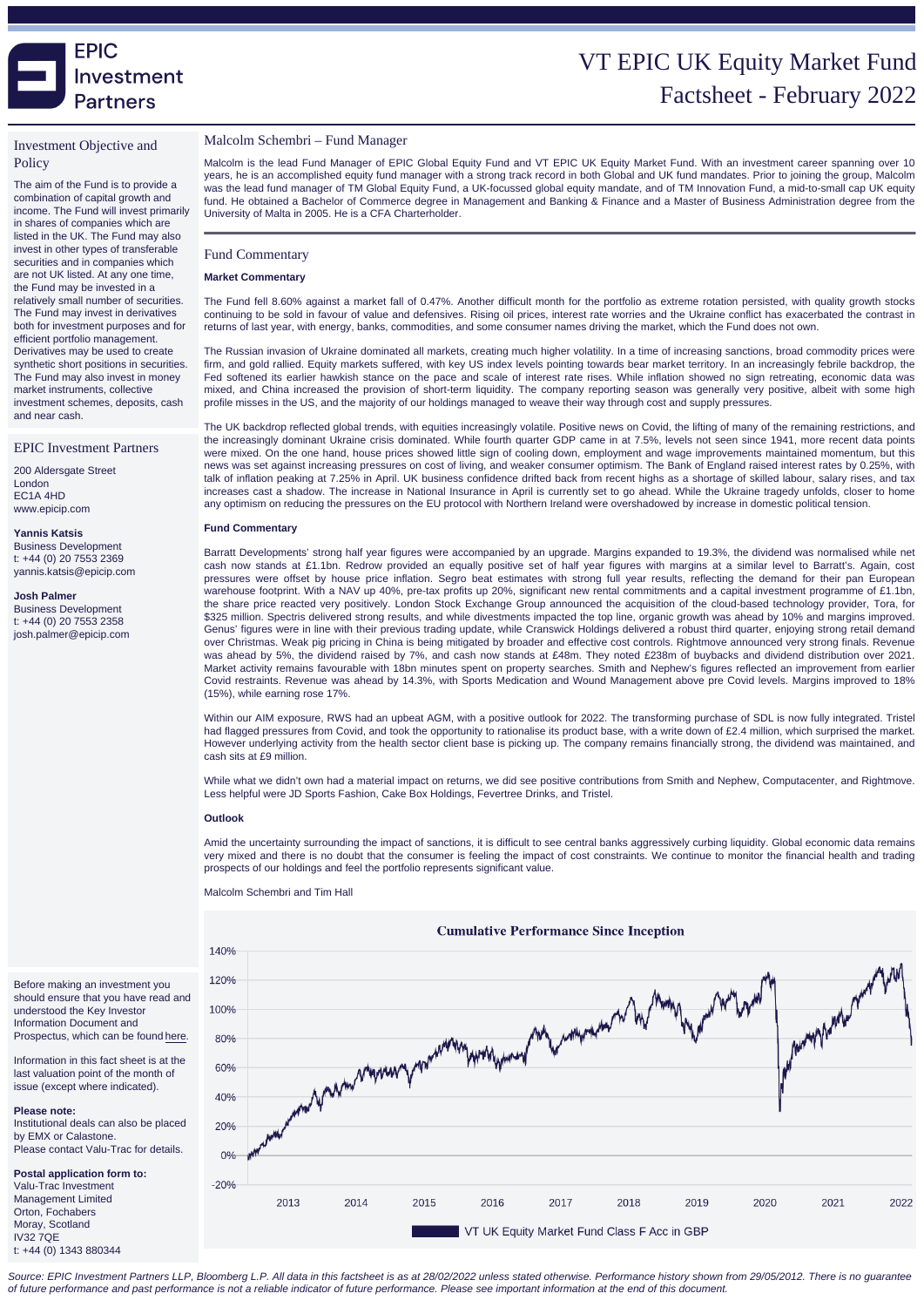# VT EPIC UK Equity Market Fund

## Factsheet - February 2022

EPIC Investment Partners

## Investment Objective and Policy

The aim of the Fund is to provide a combination of capital growth and income. The Fund will invest primarily in shares of companies which are listed in the UK. The Fund may also invest in other types of transferable securities and in companies which are not UK listed. At any one time, the Fund may be invested in a relatively small number of securities. The Fund may invest in derivatives both for investment purposes and for efficient portfolio management. Derivatives may be used to create synthetic short positions in securities. The Fund may also invest in money market instruments, collective investment schemes, deposits, cash and near cash.

## EPIC Investment Partners

200 Aldersgate Street
London
EC1A 4HD
www.epicip.com

**Yannis Katsis**
Business Development
t: +44 (0) 20 7553 2369
yannis.katsis@epicip.com

**Josh Palmer**
Business Development
t: +44 (0) 20 7553 2358
josh.palmer@epicip.com

Before making an investment you should ensure that you have read and understood the Key Investor Information Document and Prospectus, which can be found here.

Information in this fact sheet is at the last valuation point of the month of issue (except where indicated).

**Please note:**
Institutional deals can also be placed by EMX or Calastone.
Please contact Valu-Trac for details.

**Postal application form to:**
Valu-Trac Investment Management Limited
Orton, Fochabers
Moray, Scotland
IV32 7QE
t: +44 (0) 1343 880344

## Malcolm Schembri – Fund Manager

Malcolm is the lead Fund Manager of EPIC Global Equity Fund and VT EPIC UK Equity Market Fund. With an investment career spanning over 10 years, he is an accomplished equity fund manager with a strong track record in both Global and UK fund mandates. Prior to joining the group, Malcolm was the lead fund manager of TM Global Equity Fund, a UK-focussed global equity mandate, and of TM Innovation Fund, a mid-to-small cap UK equity fund. He obtained a Bachelor of Commerce degree in Management and Banking & Finance and a Master of Business Administration degree from the University of Malta in 2005. He is a CFA Charterholder.

## Fund Commentary

### Market Commentary

The Fund fell 8.60% against a market fall of 0.47%. Another difficult month for the portfolio as extreme rotation persisted, with quality growth stocks continuing to be sold in favour of value and defensives. Rising oil prices, interest rate worries and the Ukraine conflict has exacerbated the contrast in returns of last year, with energy, banks, commodities, and some consumer names driving the market, which the Fund does not own.

The Russian invasion of Ukraine dominated all markets, creating much higher volatility. In a time of increasing sanctions, broad commodity prices were firm, and gold rallied. Equity markets suffered, with key US index levels pointing towards bear market territory. In an increasingly febrile backdrop, the Fed softened its earlier hawkish stance on the pace and scale of interest rate rises. While inflation showed no sign retreating, economic data was mixed, and China increased the provision of short-term liquidity. The company reporting season was generally very positive, albeit with some high profile misses in the US, and the majority of our holdings managed to weave their way through cost and supply pressures.

The UK backdrop reflected global trends, with equities increasingly volatile. Positive news on Covid, the lifting of many of the remaining restrictions, and the increasingly dominant Ukraine crisis dominated. While fourth quarter GDP came in at 7.5%, levels not seen since 1941, more recent data points were mixed. On the one hand, house prices showed little sign of cooling down, employment and wage improvements maintained momentum, but this news was set against increasing pressures on cost of living, and weaker consumer optimism. The Bank of England raised interest rates by 0.25%, with talk of inflation peaking at 7.25% in April. UK business confidence drifted back from recent highs as a shortage of skilled labour, salary rises, and tax increases cast a shadow. The increase in National Insurance in April is currently set to go ahead. While the Ukraine tragedy unfolds, closer to home any optimism on reducing the pressures on the EU protocol with Northern Ireland were overshadowed by increase in domestic political tension.

### Fund Commentary

Barratt Developments' strong half year figures were accompanied by an upgrade. Margins expanded to 19.3%, the dividend was normalised while net cash now stands at £1.1bn. Redrow provided an equally positive set of half year figures with margins at a similar level to Barratt's. Again, cost pressures were offset by house price inflation. Segro beat estimates with strong full year results, reflecting the demand for their pan European warehouse footprint. With a NAV up 40%, pre-tax profits up 20%, significant new rental commitments and a capital investment programme of £1.1bn, the share price reacted very positively. London Stock Exchange Group announced the acquisition of the cloud-based technology provider, Tora, for $325 million. Spectris delivered strong results, and while divestments impacted the top line, organic growth was ahead by 10% and margins improved. Genus' figures were in line with their previous trading update, while Cranswick Holdings delivered a robust third quarter, enjoying strong retail demand over Christmas. Weak pig pricing in China is being mitigated by broader and effective cost controls. Rightmove announced very strong finals. Revenue was ahead by 5%, the dividend raised by 7%, and cash now stands at £48m. They noted £238m of buybacks and dividend distribution over 2021. Market activity remains favourable with 18bn minutes spent on property searches. Smith and Nephew's figures reflected an improvement from earlier Covid restraints. Revenue was ahead by 14.3%, with Sports Medication and Wound Management above pre Covid levels. Margins improved to 18% (15%), while earning rose 17%.

Within our AIM exposure, RWS had an upbeat AGM, with a positive outlook for 2022. The transforming purchase of SDL is now fully integrated. Tristel had flagged pressures from Covid, and took the opportunity to rationalise its product base, with a write down of £2.4 million, which surprised the market. However underlying activity from the health sector client base is picking up. The company remains financially strong, the dividend was maintained, and cash sits at £9 million.

While what we didn't own had a material impact on returns, we did see positive contributions from Smith and Nephew, Computacenter, and Rightmove. Less helpful were JD Sports Fashion, Cake Box Holdings, Fevertree Drinks, and Tristel.

### Outlook

Amid the uncertainty surrounding the impact of sanctions, it is difficult to see central banks aggressively curbing liquidity. Global economic data remains very mixed and there is no doubt that the consumer is feeling the impact of cost constraints. We continue to monitor the financial health and trading prospects of our holdings and feel the portfolio represents significant value.

Malcolm Schembri and Tim Hall

**Cumulative Performance Since Inception**

VT UK Equity Market Fund Class F Acc in GBP

*Source: EPIC Investment Partners LLP, Bloomberg L.P. All data in this factsheet is as at 28/02/2022 unless stated otherwise. Performance history shown from 29/05/2012. There is no guarantee of future performance and past performance is not a reliable indicator of future performance. Please see important information at the end of this document.*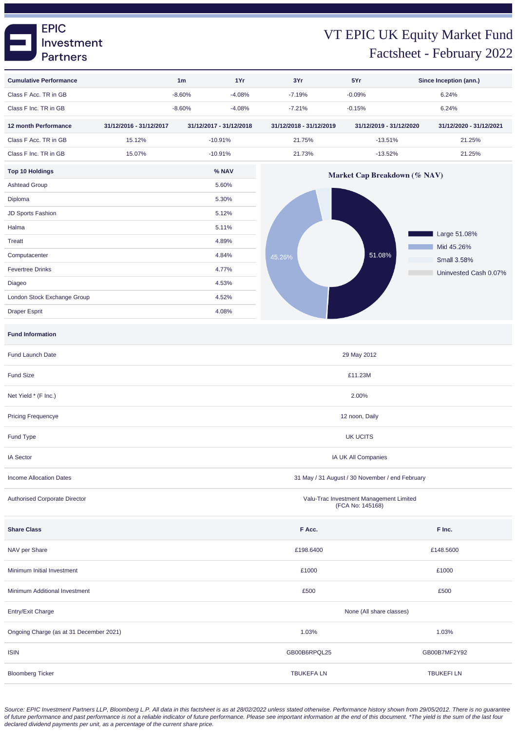# VT EPIC UK Equity Market Fund

## Factsheet - February 2022

| Cumulative Performance | 1m | 1Yr | 3Yr | 5Yr | Since Inception (ann.) |
|---|---|---|---|---|---|
| Class F Acc. TR in GB | -8.60% | -4.08% | -7.19% | -0.09% | 6.24% |
| Class F Inc. TR in GB | -8.60% | -4.08% | -7.21% | -0.15% | 6.24% |

| 12 month Performance | 31/12/2016 - 31/12/2017 | 31/12/2017 - 31/12/2018 | 31/12/2018 - 31/12/2019 | 31/12/2019 - 31/12/2020 | 31/12/2020 - 31/12/2021 |
|---|---|---|---|---|---|
| Class F Acc. TR in GB | 15.12% | -10.91% | 21.75% | -13.51% | 21.25% |
| Class F Inc. TR in GB | 15.07% | -10.91% | 21.73% | -13.52% | 21.25% |

| Top 10 Holdings | % NAV |
|---|---|
| Ashtead Group | 5.60% |
| Diploma | 5.30% |
| JD Sports Fashion | 5.12% |
| Halma | 5.11% |
| Treatt | 4.89% |
| Computacenter | 4.84% |
| Fevertree Drinks | 4.77% |
| Diageo | 4.53% |
| London Stock Exchange Group | 4.52% |
| Draper Esprit | 4.08% |

**Market Cap Breakdown (% NAV)**

- Large 51.08%
- Mid 45.26%
- Small 3.58%
- Uninvested Cash 0.07%

| Fund Information | |
|---|---|
| Fund Launch Date | 29 May 2012 |
| Fund Size | £11.23M |
| Net Yield * (F Inc.) | 2.00% |
| Pricing Frequencye | 12 noon, Daily |
| Fund Type | UK UCITS |
| IA Sector | IA UK All Companies |
| Income Allocation Dates | 31 May / 31 August / 30 November / end February |
| Authorised Corporate Director | Valu-Trac Investment Management Limited (FCA No: 145168) |

| Share Class | F Acc. | F Inc. |
|---|---|---|
| NAV per Share | £198.6400 | £148.5600 |
| Minimum Initial Investment | £1000 | £1000 |
| Minimum Additional Investment | £500 | £500 |
| Entry/Exit Charge | None (All share classes) | |
| Ongoing Charge (as at 31 December 2021) | 1.03% | 1.03% |
| ISIN | GB00B6RPQL25 | GB00B7MF2Y92 |
| Bloomberg Ticker | TBUKEFA LN | TBUKEFI LN |

*Source: EPIC Investment Partners LLP, Bloomberg L.P. All data in this factsheet is as at 28/02/2022 unless stated otherwise. Performance history shown from 29/05/2012. There is no guarantee of future performance and past performance is not a reliable indicator of future performance. Please see important information at the end of this document. *The yield is the sum of the last four declared dividend payments per unit, as a percentage of the current share price.*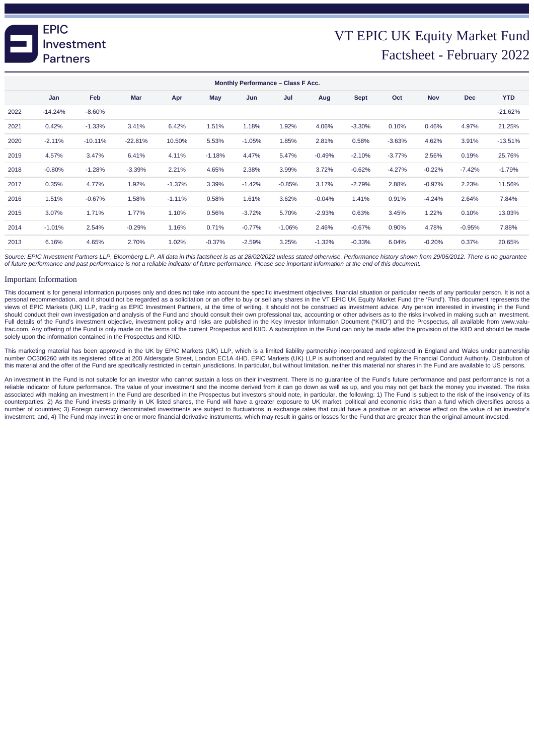| | Jan | Feb | Mar | Apr | May | Jun | Jul | Aug | Sept | Oct | Nov | Dec | YTD |
|---|---|---|---|---|---|---|---|---|---|---|---|---|---|
| **Monthly Performance – Class F Acc.** | | | | | | | | | | | | | |
| 2022 | -14.24% | -8.60% | | | | | | | | | | | -21.62% |
| 2021 | 0.42% | -1.33% | 3.41% | 6.42% | 1.51% | 1.18% | 1.92% | 4.06% | -3.30% | 0.10% | 0.46% | 4.97% | 21.25% |
| 2020 | -2.11% | -10.11% | -22.81% | 10.50% | 5.53% | -1.05% | 1.85% | 2.81% | 0.58% | -3.63% | 4.62% | 3.91% | -13.51% |
| 2019 | 4.57% | 3.47% | 6.41% | 4.11% | -1.18% | 4.47% | 5.47% | -0.49% | -2.10% | -3.77% | 2.56% | 0.19% | 25.76% |
| 2018 | -0.80% | -1.28% | -3.39% | 2.21% | 4.65% | 2.38% | 3.99% | 3.72% | -0.62% | -4.27% | -0.22% | -7.42% | -1.79% |
| 2017 | 0.35% | 4.77% | 1.92% | -1.37% | 3.39% | -1.42% | -0.85% | 3.17% | -2.79% | 2.88% | -0.97% | 2.23% | 11.56% |
| 2016 | 1.51% | -0.67% | 1.58% | -1.11% | 0.58% | 1.61% | 3.62% | -0.04% | 1.41% | 0.91% | -4.24% | 2.64% | 7.84% |
| 2015 | 3.07% | 1.71% | 1.77% | 1.10% | 0.56% | -3.72% | 5.70% | -2.93% | 0.63% | 3.45% | 1.22% | 0.10% | 13.03% |
| 2014 | -1.01% | 2.54% | -0.29% | 1.16% | 0.71% | -0.77% | -1.06% | 2.46% | -0.67% | 0.90% | 4.78% | -0.95% | 7.88% |
| 2013 | 6.16% | 4.65% | 2.70% | 1.02% | -0.37% | -2.59% | 3.25% | -1.32% | -0.33% | 6.04% | -0.20% | 0.37% | 20.65% |

*Source: EPIC Investment Partners LLP, Bloomberg L.P. All data in this factsheet is as at 28/02/2022 unless stated otherwise. Performance history shown from 29/05/2012. There is no guarantee of future performance and past performance is not a reliable indicator of future performance. Please see important information at the end of this document.*

## Important Information

This document is for general information purposes only and does not take into account the specific investment objectives, financial situation or particular needs of any particular person. It is not a personal recommendation, and it should not be regarded as a solicitation or an offer to buy or sell any shares in the VT EPIC UK Equity Market Fund (the 'Fund'). This document represents the views of EPIC Markets (UK) LLP, trading as EPIC Investment Partners, at the time of writing. It should not be construed as investment advice. Any person interested in investing in the Fund should conduct their own investigation and analysis of the Fund and should consult their own professional tax, accounting or other advisers as to the risks involved in making such an investment. Full details of the Fund's investment objective, investment policy and risks are published in the Key Investor Information Document ("KIID") and the Prospectus, all available from www.valu-trac.com. Any offering of the Fund is only made on the terms of the current Prospectus and KIID. A subscription in the Fund can only be made after the provision of the KIID and should be made solely upon the information contained in the Prospectus and KIID.

This marketing material has been approved in the UK by EPIC Markets (UK) LLP, which is a limited liability partnership incorporated and registered in England and Wales under partnership number OC306260 with its registered office at 200 Aldersgate Street, London EC1A 4HD. EPIC Markets (UK) LLP is authorised and regulated by the Financial Conduct Authority. Distribution of this material and the offer of the Fund are specifically restricted in certain jurisdictions. In particular, but without limitation, neither this material nor shares in the Fund are available to US persons.

An investment in the Fund is not suitable for an investor who cannot sustain a loss on their investment. There is no guarantee of the Fund's future performance and past performance is not a reliable indicator of future performance. The value of your investment and the income derived from it can go down as well as up, and you may not get back the money you invested. The risks associated with making an investment in the Fund are described in the Prospectus but investors should note, in particular, the following: 1) The Fund is subject to the risk of the insolvency of its counterparties; 2) As the Fund invests primarily in UK listed shares, the Fund will have a greater exposure to UK market, political and economic risks than a fund which diversifies across a number of countries; 3) Foreign currency denominated investments are subject to fluctuations in exchange rates that could have a positive or an adverse effect on the value of an investor's investment; and, 4) The Fund may invest in one or more financial derivative instruments, which may result in gains or losses for the Fund that are greater than the original amount invested.